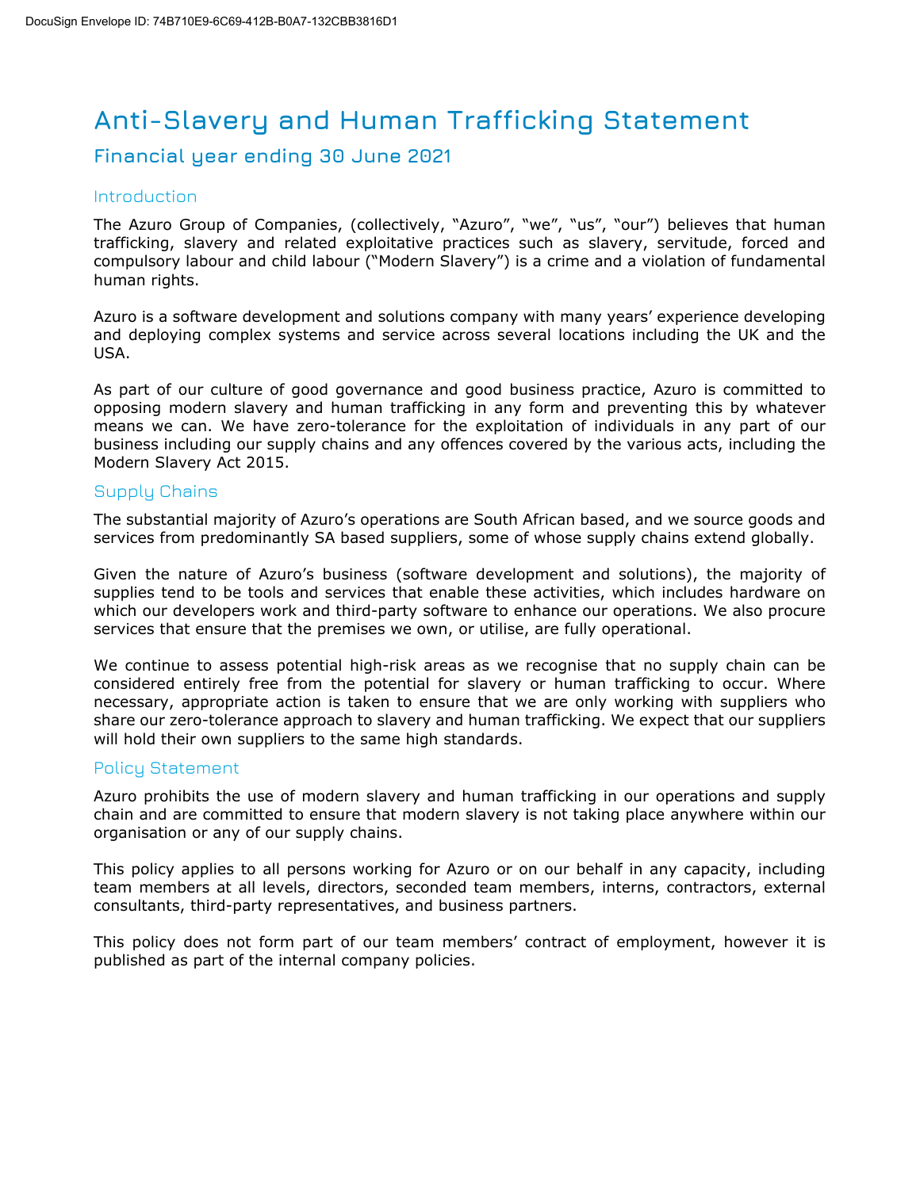# Anti-Slavery and Human Trafficking Statement

## Financial year ending 30 June 2021

### Introduction

The Azuro Group of Companies, (collectively, "Azuro", "we", "us", "our") believes that human trafficking, slavery and related exploitative practices such as slavery, servitude, forced and compulsory labour and child labour ("Modern Slavery") is a crime and a violation of fundamental human rights.

Azuro is a software development and solutions company with many years' experience developing and deploying complex systems and service across several locations including the UK and the USA.

As part of our culture of good governance and good business practice, Azuro is committed to opposing modern slavery and human trafficking in any form and preventing this by whatever means we can. We have zero-tolerance for the exploitation of individuals in any part of our business including our supply chains and any offences covered by the various acts, including the Modern Slavery Act 2015.

### Supply Chains

The substantial majority of Azuro's operations are South African based, and we source goods and services from predominantly SA based suppliers, some of whose supply chains extend globally.

Given the nature of Azuro's business (software development and solutions), the majority of supplies tend to be tools and services that enable these activities, which includes hardware on which our developers work and third-party software to enhance our operations. We also procure services that ensure that the premises we own, or utilise, are fully operational.

We continue to assess potential high-risk areas as we recognise that no supply chain can be considered entirely free from the potential for slavery or human trafficking to occur. Where necessary, appropriate action is taken to ensure that we are only working with suppliers who share our zero-tolerance approach to slavery and human trafficking. We expect that our suppliers will hold their own suppliers to the same high standards.

### Policy Statement

Azuro prohibits the use of modern slavery and human trafficking in our operations and supply chain and are committed to ensure that modern slavery is not taking place anywhere within our organisation or any of our supply chains.

This policy applies to all persons working for Azuro or on our behalf in any capacity, including team members at all levels, directors, seconded team members, interns, contractors, external consultants, third-party representatives, and business partners.

This policy does not form part of our team members' contract of employment, however it is published as part of the internal company policies.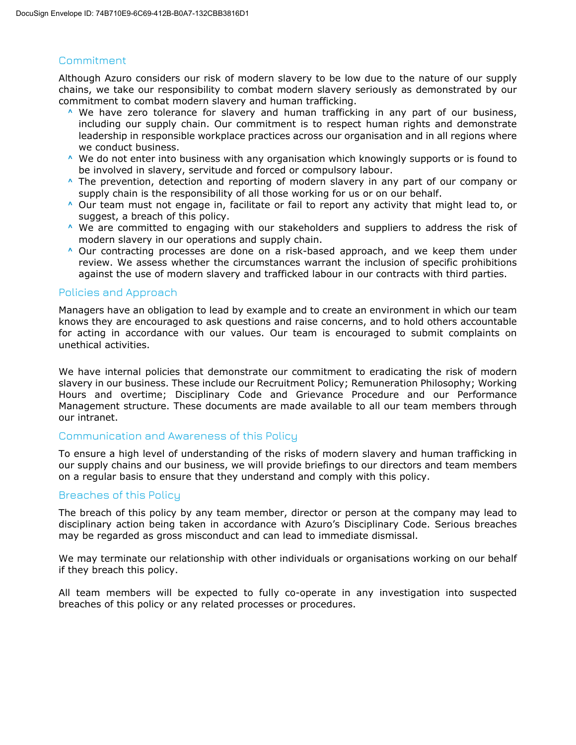## Commitment

Although Azuro considers our risk of modern slavery to be low due to the nature of our supply chains, we take our responsibility to combat modern slavery seriously as demonstrated by our commitment to combat modern slavery and human trafficking.

- We have zero tolerance for slavery and human trafficking in any part of our business, including our supply chain. Our commitment is to respect human rights and demonstrate leadership in responsible workplace practices across our organisation and in all regions where we conduct business.
- We do not enter into business with any organisation which knowingly supports or is found to be involved in slavery, servitude and forced or compulsory labour.
- The prevention, detection and reporting of modern slavery in any part of our company or supply chain is the responsibility of all those working for us or on our behalf.
- Our team must not engage in, facilitate or fail to report any activity that might lead to, or suggest, a breach of this policy.
- We are committed to engaging with our stakeholders and suppliers to address the risk of modern slavery in our operations and supply chain.
- Our contracting processes are done on a risk-based approach, and we keep them under review. We assess whether the circumstances warrant the inclusion of specific prohibitions against the use of modern slavery and trafficked labour in our contracts with third parties.

## Policies and Approach

Managers have an obligation to lead by example and to create an environment in which our team knows they are encouraged to ask questions and raise concerns, and to hold others accountable for acting in accordance with our values. Our team is encouraged to submit complaints on unethical activities.

We have internal policies that demonstrate our commitment to eradicating the risk of modern slavery in our business. These include our Recruitment Policy; Remuneration Philosophy; Working Hours and overtime; Disciplinary Code and Grievance Procedure and our Performance Management structure. These documents are made available to all our team members through our intranet.

## Communication and Awareness of this Policy

To ensure a high level of understanding of the risks of modern slavery and human trafficking in our supply chains and our business, we will provide briefings to our directors and team members on a regular basis to ensure that they understand and comply with this policy.

## Breaches of this Policy

The breach of this policy by any team member, director or person at the company may lead to disciplinary action being taken in accordance with Azuro's Disciplinary Code. Serious breaches may be regarded as gross misconduct and can lead to immediate dismissal.

We may terminate our relationship with other individuals or organisations working on our behalf if they breach this policy.

All team members will be expected to fully co-operate in any investigation into suspected breaches of this policy or any related processes or procedures.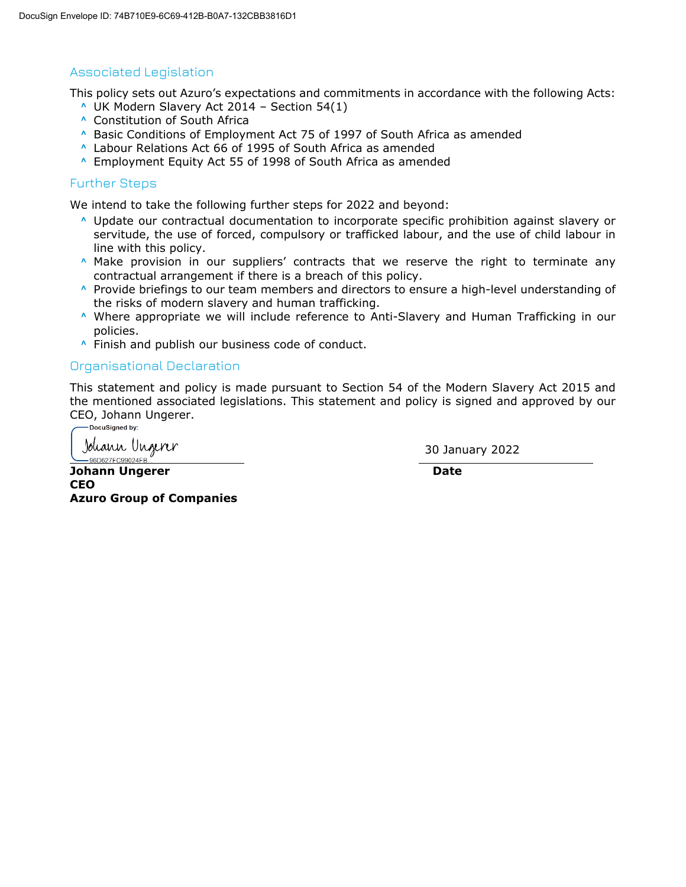## Associated Legislation

This policy sets out Azuro's expectations and commitments in accordance with the following Acts:

- UK Modern Slavery Act 2014 – Section 54(1)
- Constitution of South Africa
- Basic Conditions of Employment Act 75 of 1997 of South Africa as amended
- Labour Relations Act 66 of 1995 of South Africa as amended
- Employment Equity Act 55 of 1998 of South Africa as amended

## Further Steps

We intend to take the following further steps for 2022 and beyond:

- Update our contractual documentation to incorporate specific prohibition against slavery or servitude, the use of forced, compulsory or trafficked labour, and the use of child labour in line with this policy.
- Make provision in our suppliers' contracts that we reserve the right to terminate any contractual arrangement if there is a breach of this policy.
- Provide briefings to our team members and directors to ensure a high-level understanding of the risks of modern slavery and human trafficking.
- Where appropriate we will include reference to Anti-Slavery and Human Trafficking in our policies.
- Finish and publish our business code of conduct.

## Organisational Declaration

This statement and policy is made pursuant to Section 54 of the Modern Slavery Act 2015 and the mentioned associated legislations. This statement and policy is signed and approved by our CEO, Johann Ungerer.

DocuSigned by:
Johann Ungerer
96D627FC99024EB

**Johann Ungerer**
**CEO**
**Azuro Group of Companies**

30 January 2022
**Date**